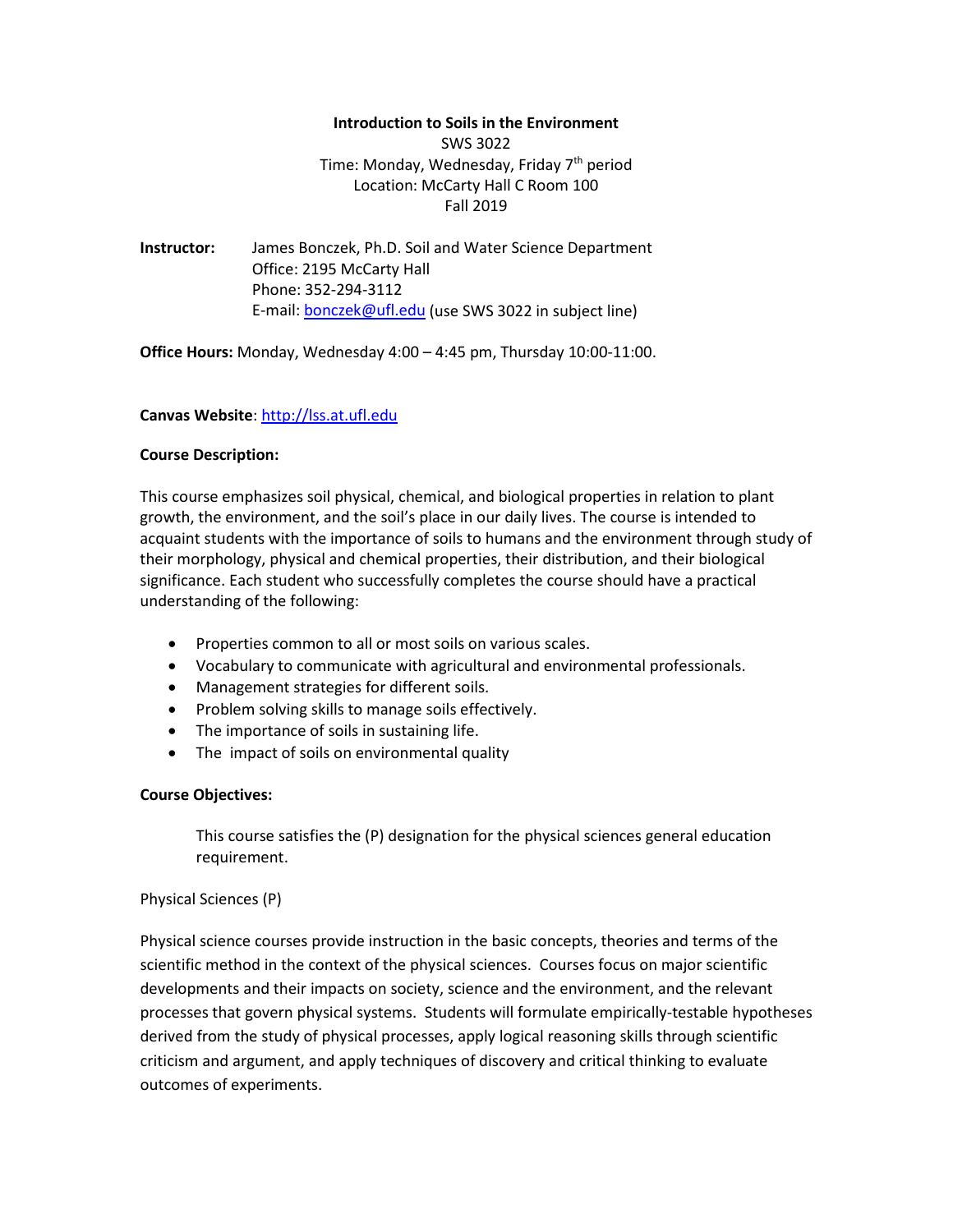**Introduction to Soils in the Environment**
SWS 3022
Time: Monday, Wednesday, Friday 7th period
Location: McCarty Hall C Room 100
Fall 2019

**Instructor:** James Bonczek, Ph.D. Soil and Water Science Department
Office: 2195 McCarty Hall
Phone: 352-294-3112
E-mail: bonczek@ufl.edu (use SWS 3022 in subject line)

**Office Hours:** Monday, Wednesday 4:00 – 4:45 pm, Thursday 10:00-11:00.

**Canvas Website**: http://lss.at.ufl.edu

**Course Description:**

This course emphasizes soil physical, chemical, and biological properties in relation to plant growth, the environment, and the soil's place in our daily lives. The course is intended to acquaint students with the importance of soils to humans and the environment through study of their morphology, physical and chemical properties, their distribution, and their biological significance. Each student who successfully completes the course should have a practical understanding of the following:

- Properties common to all or most soils on various scales.
- Vocabulary to communicate with agricultural and environmental professionals.
- Management strategies for different soils.
- Problem solving skills to manage soils effectively.
- The importance of soils in sustaining life.
- The impact of soils on environmental quality

**Course Objectives:**

This course satisfies the (P) designation for the physical sciences general education requirement.

Physical Sciences (P)

Physical science courses provide instruction in the basic concepts, theories and terms of the scientific method in the context of the physical sciences. Courses focus on major scientific developments and their impacts on society, science and the environment, and the relevant processes that govern physical systems. Students will formulate empirically-testable hypotheses derived from the study of physical processes, apply logical reasoning skills through scientific criticism and argument, and apply techniques of discovery and critical thinking to evaluate outcomes of experiments.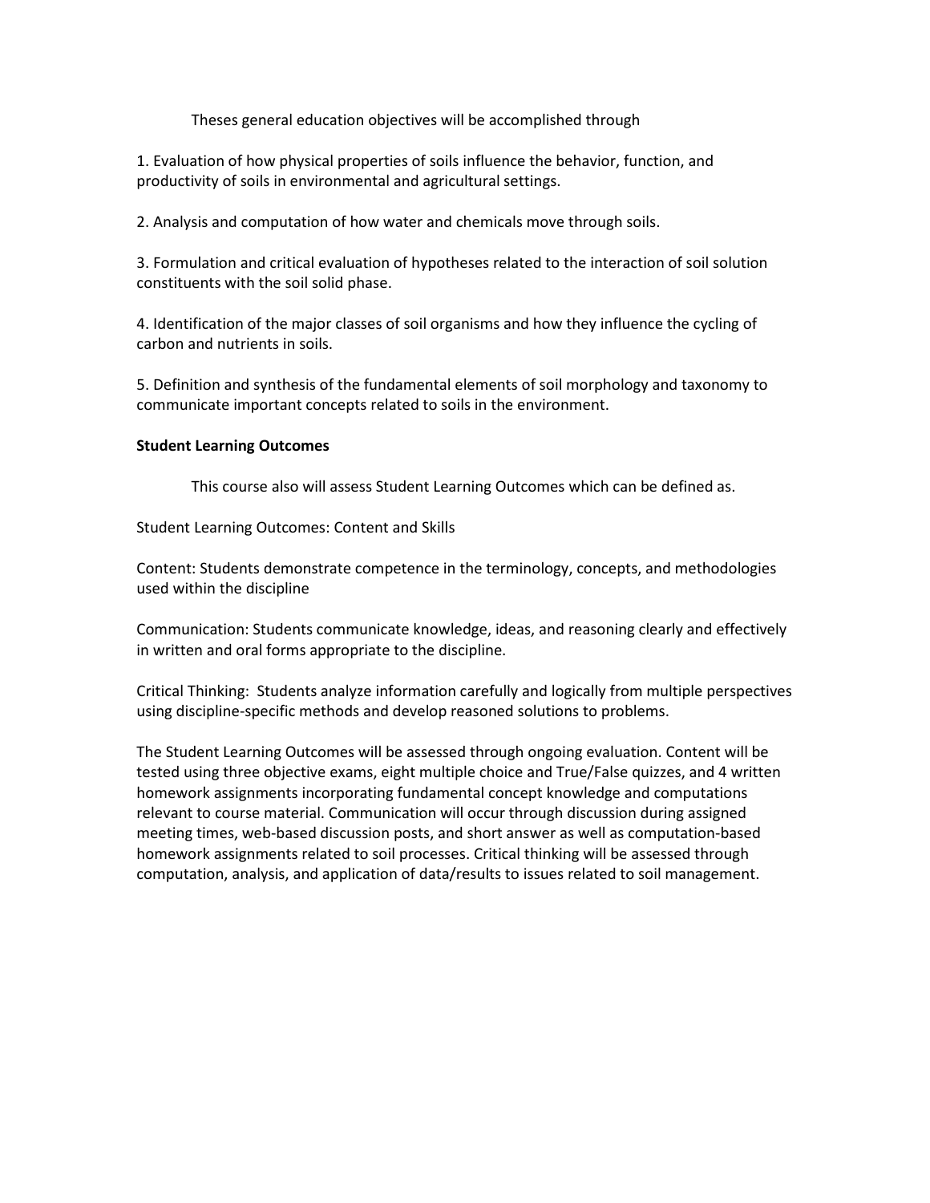Theses general education objectives will be accomplished through

1. Evaluation of how physical properties of soils influence the behavior, function, and productivity of soils in environmental and agricultural settings.

2. Analysis and computation of how water and chemicals move through soils.

3. Formulation and critical evaluation of hypotheses related to the interaction of soil solution constituents with the soil solid phase.

4. Identification of the major classes of soil organisms and how they influence the cycling of carbon and nutrients in soils.

5. Definition and synthesis of the fundamental elements of soil morphology and taxonomy to communicate important concepts related to soils in the environment.

**Student Learning Outcomes**

This course also will assess Student Learning Outcomes which can be defined as.

Student Learning Outcomes: Content and Skills

Content: Students demonstrate competence in the terminology, concepts, and methodologies used within the discipline

Communication: Students communicate knowledge, ideas, and reasoning clearly and effectively in written and oral forms appropriate to the discipline.

Critical Thinking: Students analyze information carefully and logically from multiple perspectives using discipline-specific methods and develop reasoned solutions to problems.

The Student Learning Outcomes will be assessed through ongoing evaluation. Content will be tested using three objective exams, eight multiple choice and True/False quizzes, and 4 written homework assignments incorporating fundamental concept knowledge and computations relevant to course material. Communication will occur through discussion during assigned meeting times, web-based discussion posts, and short answer as well as computation-based homework assignments related to soil processes. Critical thinking will be assessed through computation, analysis, and application of data/results to issues related to soil management.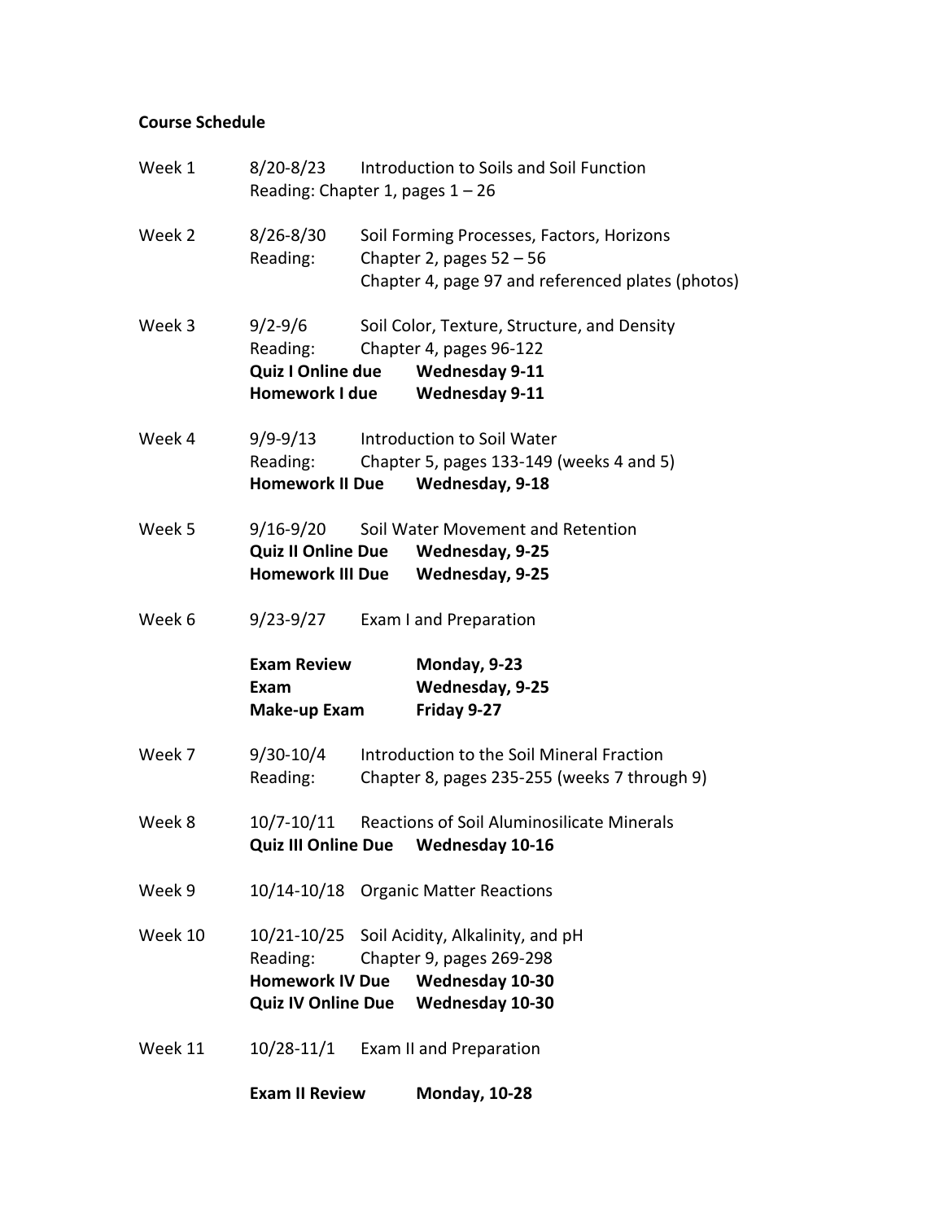**Course Schedule**

Week 1 8/20-8/23 Introduction to Soils and Soil Function
Reading: Chapter 1, pages 1 – 26

Week 2 8/26-8/30 Soil Forming Processes, Factors, Horizons
Reading: Chapter 2, pages 52 – 56
Chapter 4, page 97 and referenced plates (photos)

Week 3 9/2-9/6 Soil Color, Texture, Structure, and Density
Reading: Chapter 4, pages 96-122
**Quiz I Online due Wednesday 9-11**
**Homework I due Wednesday 9-11**

Week 4 9/9-9/13 Introduction to Soil Water
Reading: Chapter 5, pages 133-149 (weeks 4 and 5)
**Homework II Due Wednesday, 9-18**

Week 5 9/16-9/20 Soil Water Movement and Retention
**Quiz II Online Due Wednesday, 9-25**
**Homework III Due Wednesday, 9-25**

Week 6 9/23-9/27 Exam I and Preparation

**Exam Review Monday, 9-23**
**Exam Wednesday, 9-25**
**Make-up Exam Friday 9-27**

Week 7 9/30-10/4 Introduction to the Soil Mineral Fraction
Reading: Chapter 8, pages 235-255 (weeks 7 through 9)

Week 8 10/7-10/11 Reactions of Soil Aluminosilicate Minerals
**Quiz III Online Due Wednesday 10-16**

Week 9 10/14-10/18 Organic Matter Reactions

Week 10 10/21-10/25 Soil Acidity, Alkalinity, and pH
Reading: Chapter 9, pages 269-298
**Homework IV Due Wednesday 10-30**
**Quiz IV Online Due Wednesday 10-30**

Week 11 10/28-11/1 Exam II and Preparation

**Exam II Review Monday, 10-28**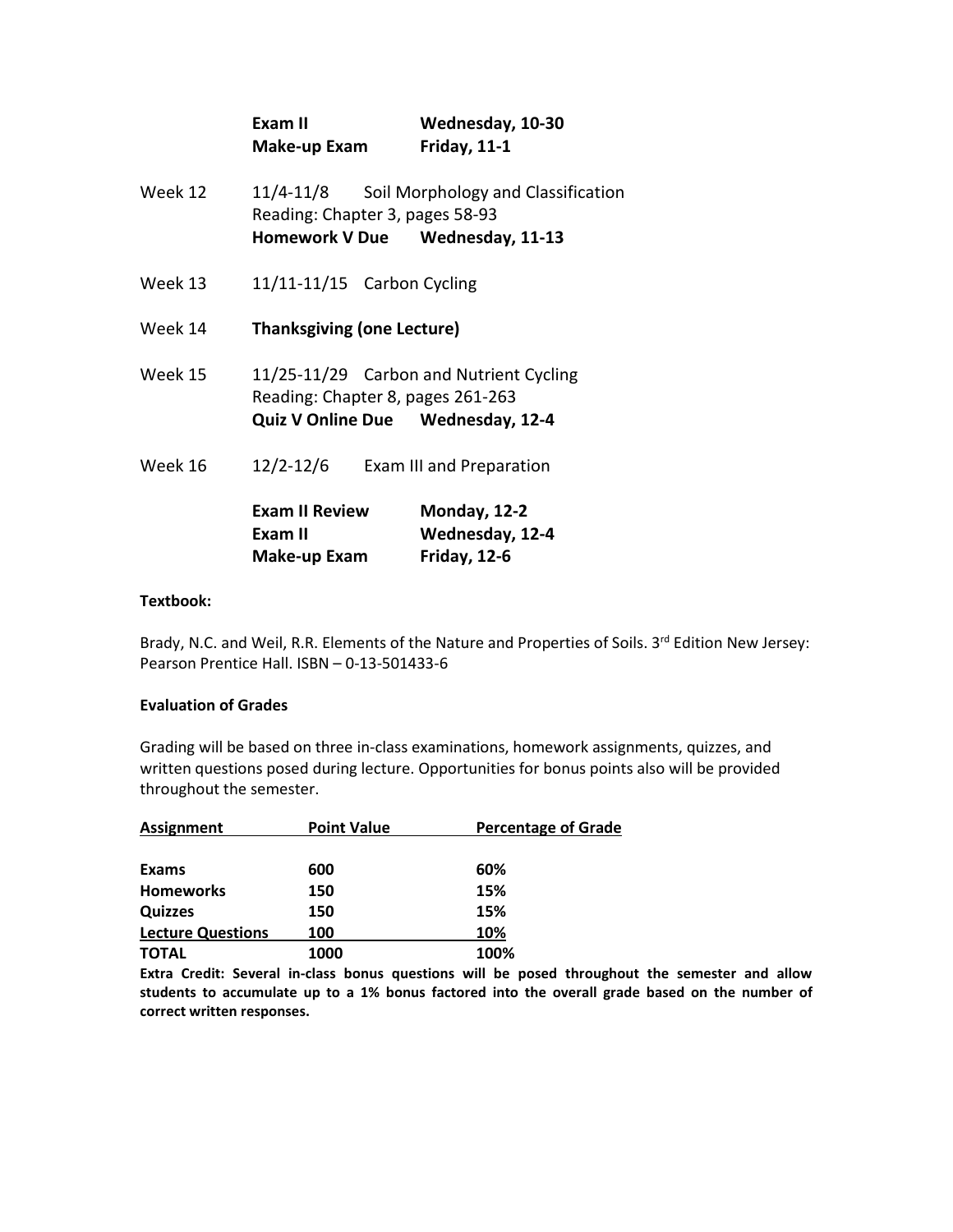**Exam II** **Wednesday, 10-30**
**Make-up Exam** **Friday, 11-1**

Week 12 11/4-11/8 Soil Morphology and Classification
Reading: Chapter 3, pages 58-93
**Homework V Due** **Wednesday, 11-13**

Week 13 11/11-11/15 Carbon Cycling

Week 14 **Thanksgiving (one Lecture)**

Week 15 11/25-11/29 Carbon and Nutrient Cycling
Reading: Chapter 8, pages 261-263
**Quiz V Online Due** **Wednesday, 12-4**

Week 16 12/2-12/6 Exam III and Preparation

**Exam II Review** **Monday, 12-2**
**Exam II** **Wednesday, 12-4**
**Make-up Exam** **Friday, 12-6**

**Textbook:**

Brady, N.C. and Weil, R.R. Elements of the Nature and Properties of Soils. 3rd Edition New Jersey: Pearson Prentice Hall. ISBN – 0-13-501433-6

**Evaluation of Grades**

Grading will be based on three in-class examinations, homework assignments, quizzes, and written questions posed during lecture. Opportunities for bonus points also will be provided throughout the semester.

| Assignment | Point Value | Percentage of Grade |
|---|---|---|
| **Exams** | **600** | **60%** |
| **Homeworks** | **150** | **15%** |
| **Quizzes** | **150** | **15%** |
| **Lecture Questions** | **100** | **10%** |
| **TOTAL** | **1000** | **100%** |

**Extra Credit: Several in-class bonus questions will be posed throughout the semester and allow students to accumulate up to a 1% bonus factored into the overall grade based on the number of correct written responses.**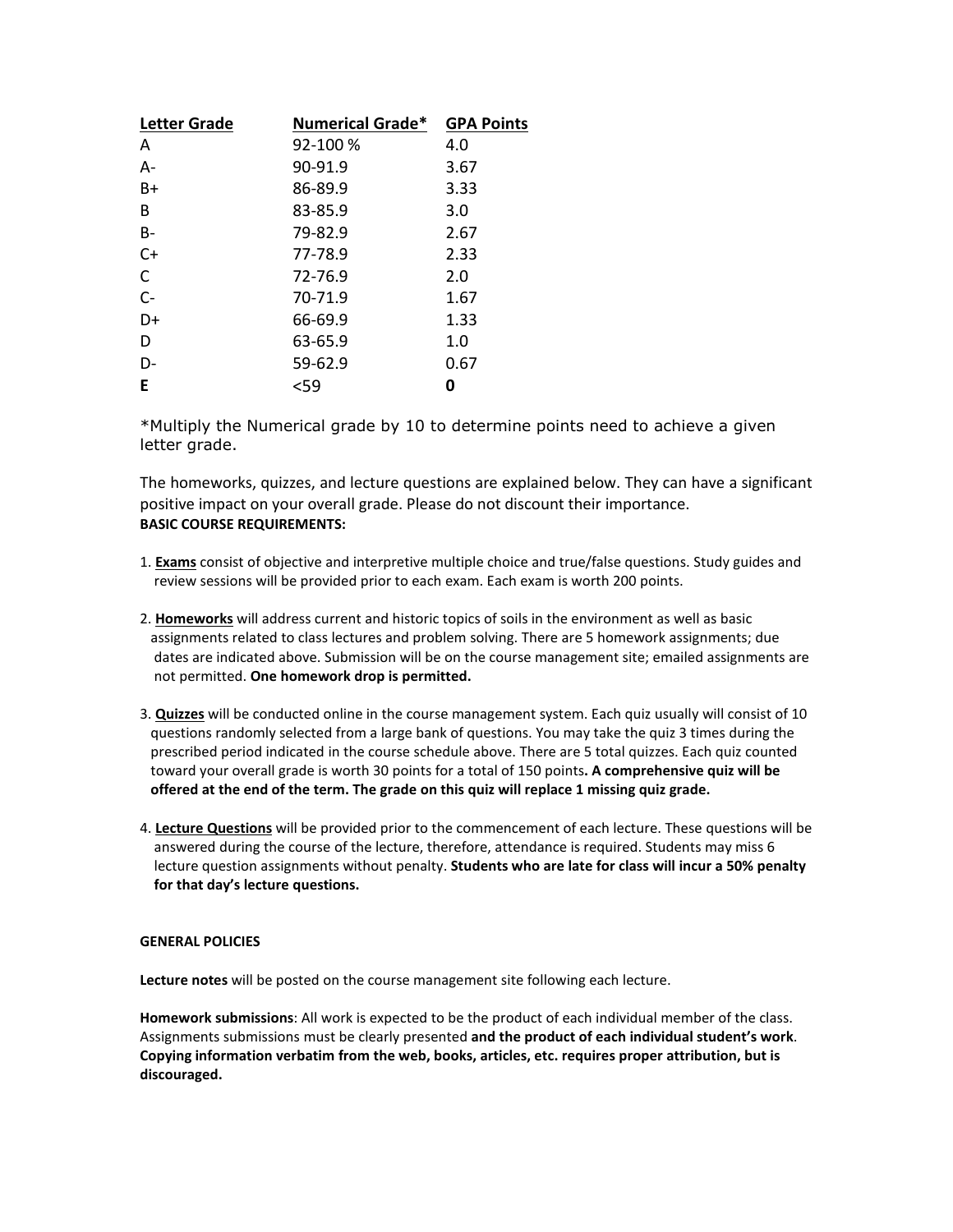| Letter Grade | Numerical Grade* | GPA Points |
|---|---|---|
| A | 92-100 % | 4.0 |
| A- | 90-91.9 | 3.67 |
| B+ | 86-89.9 | 3.33 |
| B | 83-85.9 | 3.0 |
| B- | 79-82.9 | 2.67 |
| C+ | 77-78.9 | 2.33 |
| C | 72-76.9 | 2.0 |
| C- | 70-71.9 | 1.67 |
| D+ | 66-69.9 | 1.33 |
| D | 63-65.9 | 1.0 |
| D- | 59-62.9 | 0.67 |
| **E** | <59 | **0** |

*Multiply the Numerical grade by 10 to determine points need to achieve a given letter grade.

The homeworks, quizzes, and lecture questions are explained below. They can have a significant positive impact on your overall grade. Please do not discount their importance.

**BASIC COURSE REQUIREMENTS:**

1. **Exams** consist of objective and interpretive multiple choice and true/false questions. Study guides and review sessions will be provided prior to each exam. Each exam is worth 200 points.

2. **Homeworks** will address current and historic topics of soils in the environment as well as basic assignments related to class lectures and problem solving. There are 5 homework assignments; due dates are indicated above. Submission will be on the course management site; emailed assignments are not permitted. **One homework drop is permitted.**

3. **Quizzes** will be conducted online in the course management system. Each quiz usually will consist of 10 questions randomly selected from a large bank of questions. You may take the quiz 3 times during the prescribed period indicated in the course schedule above. There are 5 total quizzes. Each quiz counted toward your overall grade is worth 30 points for a total of 150 points**. A comprehensive quiz will be offered at the end of the term. The grade on this quiz will replace 1 missing quiz grade.**

4. **Lecture Questions** will be provided prior to the commencement of each lecture. These questions will be answered during the course of the lecture, therefore, attendance is required. Students may miss 6 lecture question assignments without penalty. **Students who are late for class will incur a 50% penalty for that day's lecture questions.**

**GENERAL POLICIES**

**Lecture notes** will be posted on the course management site following each lecture.

**Homework submissions**: All work is expected to be the product of each individual member of the class. Assignments submissions must be clearly presented **and the product of each individual student's work**. **Copying information verbatim from the web, books, articles, etc. requires proper attribution, but is discouraged.**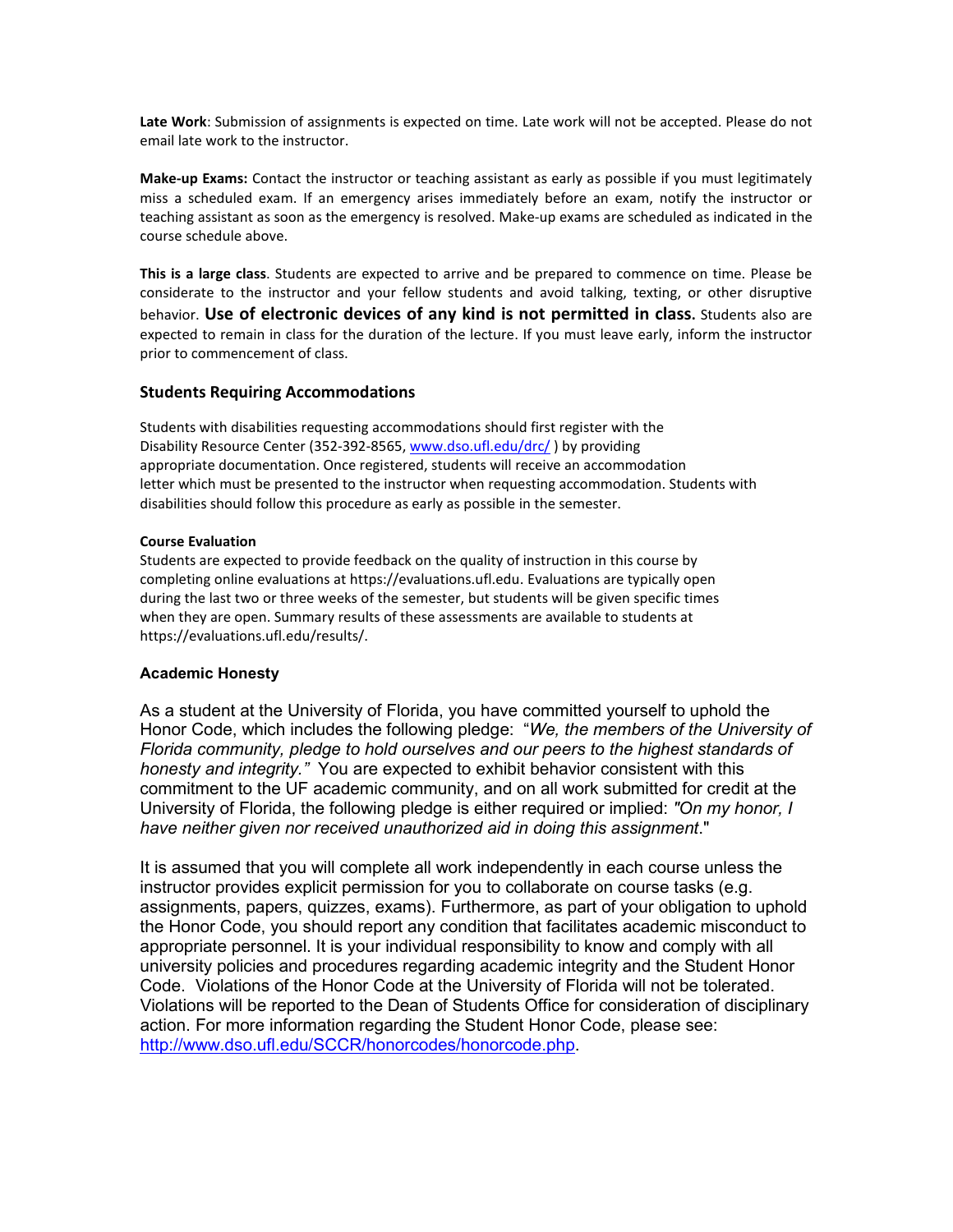**Late Work**: Submission of assignments is expected on time. Late work will not be accepted. Please do not email late work to the instructor.

**Make-up Exams:** Contact the instructor or teaching assistant as early as possible if you must legitimately miss a scheduled exam. If an emergency arises immediately before an exam, notify the instructor or teaching assistant as soon as the emergency is resolved. Make-up exams are scheduled as indicated in the course schedule above.

**This is a large class**. Students are expected to arrive and be prepared to commence on time. Please be considerate to the instructor and your fellow students and avoid talking, texting, or other disruptive behavior. **Use of electronic devices of any kind is not permitted in class.** Students also are expected to remain in class for the duration of the lecture. If you must leave early, inform the instructor prior to commencement of class.

### Students Requiring Accommodations

Students with disabilities requesting accommodations should first register with the Disability Resource Center (352-392-8565, www.dso.ufl.edu/drc/ ) by providing appropriate documentation. Once registered, students will receive an accommodation letter which must be presented to the instructor when requesting accommodation. Students with disabilities should follow this procedure as early as possible in the semester.

#### Course Evaluation

Students are expected to provide feedback on the quality of instruction in this course by completing online evaluations at https://evaluations.ufl.edu. Evaluations are typically open during the last two or three weeks of the semester, but students will be given specific times when they are open. Summary results of these assessments are available to students at https://evaluations.ufl.edu/results/.

### Academic Honesty

As a student at the University of Florida, you have committed yourself to uphold the Honor Code, which includes the following pledge: "*We, the members of the University of Florida community, pledge to hold ourselves and our peers to the highest standards of honesty and integrity.*" You are expected to exhibit behavior consistent with this commitment to the UF academic community, and on all work submitted for credit at the University of Florida, the following pledge is either required or implied: *"On my honor, I have neither given nor received unauthorized aid in doing this assignment*."

It is assumed that you will complete all work independently in each course unless the instructor provides explicit permission for you to collaborate on course tasks (e.g. assignments, papers, quizzes, exams). Furthermore, as part of your obligation to uphold the Honor Code, you should report any condition that facilitates academic misconduct to appropriate personnel. It is your individual responsibility to know and comply with all university policies and procedures regarding academic integrity and the Student Honor Code. Violations of the Honor Code at the University of Florida will not be tolerated. Violations will be reported to the Dean of Students Office for consideration of disciplinary action. For more information regarding the Student Honor Code, please see: http://www.dso.ufl.edu/SCCR/honorcodes/honorcode.php.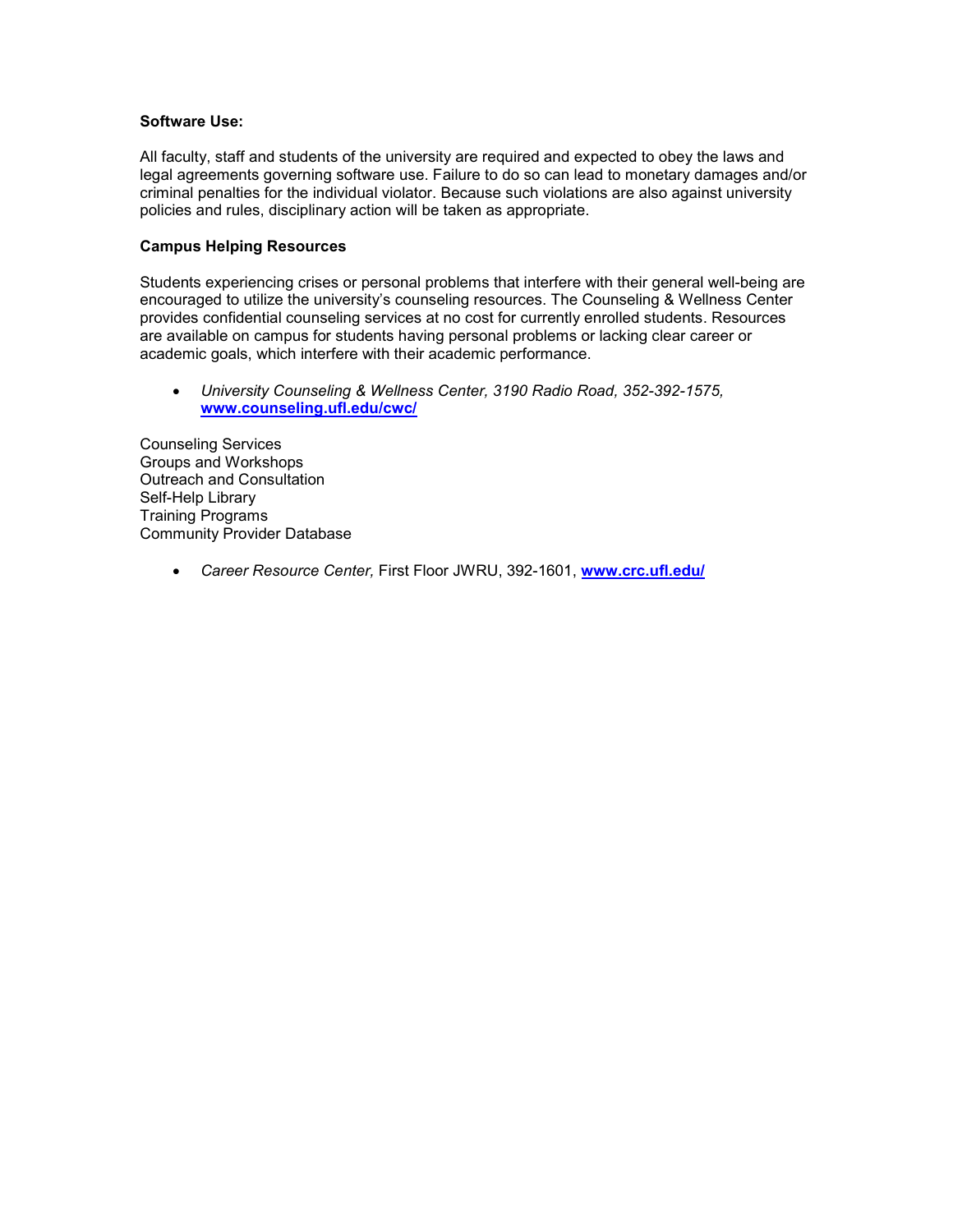**Software Use:**

All faculty, staff and students of the university are required and expected to obey the laws and legal agreements governing software use. Failure to do so can lead to monetary damages and/or criminal penalties for the individual violator. Because such violations are also against university policies and rules, disciplinary action will be taken as appropriate.

**Campus Helping Resources**

Students experiencing crises or personal problems that interfere with their general well-being are encouraged to utilize the university's counseling resources. The Counseling & Wellness Center provides confidential counseling services at no cost for currently enrolled students. Resources are available on campus for students having personal problems or lacking clear career or academic goals, which interfere with their academic performance.

- *University Counseling & Wellness Center, 3190 Radio Road, 352-392-1575,* **www.counseling.ufl.edu/cwc/**

Counseling Services
Groups and Workshops
Outreach and Consultation
Self-Help Library
Training Programs
Community Provider Database

- *Career Resource Center,* First Floor JWRU, 392-1601, **www.crc.ufl.edu/**